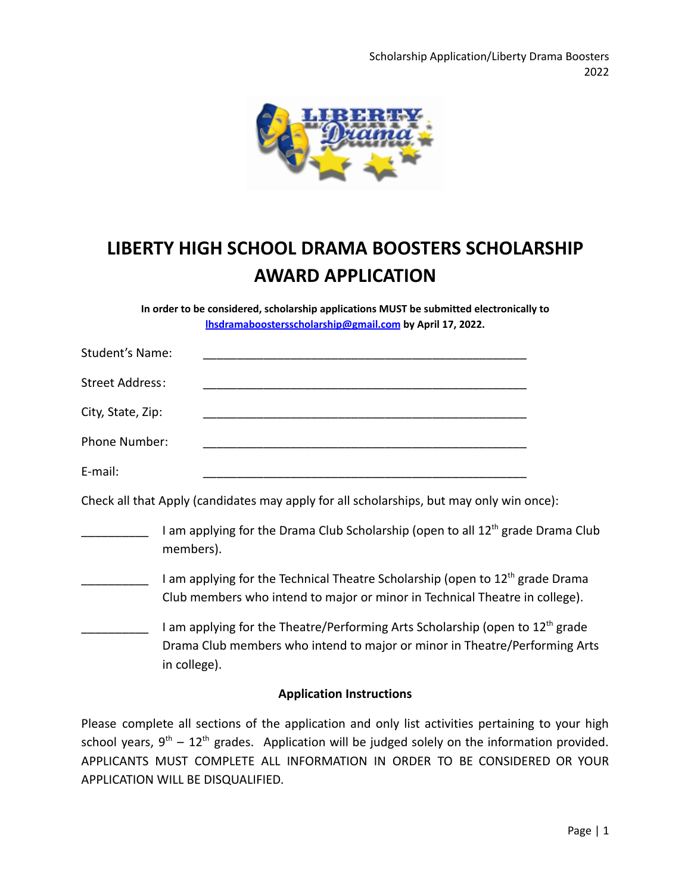# LIBERTY HIGH SCHOOL DRAMA BOOSTERS SCHOLARSHIP AWARD APPLICATION

**In order to be considered, scholarship applications MUST be submitted electronically to [lhsdramaboostersscholarship@gmail.com](mailto:lhsdramaboostersscholarship@gmail.com) by April 17, 2022.**

Student's Name: ________________________________________________

Street Address: ________________________________________________

City, State, Zip: ________________________________________________

Phone Number: ________________________________________________

E-mail: ________________________________________________

Check all that Apply (candidates may apply for all scholarships, but may only win once):

__________ I am applying for the Drama Club Scholarship (open to all 12th grade Drama Club members).

__________ I am applying for the Technical Theatre Scholarship (open to 12th grade Drama Club members who intend to major or minor in Technical Theatre in college).

__________ I am applying for the Theatre/Performing Arts Scholarship (open to 12th grade Drama Club members who intend to major or minor in Theatre/Performing Arts in college).

**Application Instructions**

Please complete all sections of the application and only list activities pertaining to your high school years, 9th – 12th grades. Application will be judged solely on the information provided. APPLICANTS MUST COMPLETE ALL INFORMATION IN ORDER TO BE CONSIDERED OR YOUR APPLICATION WILL BE DISQUALIFIED.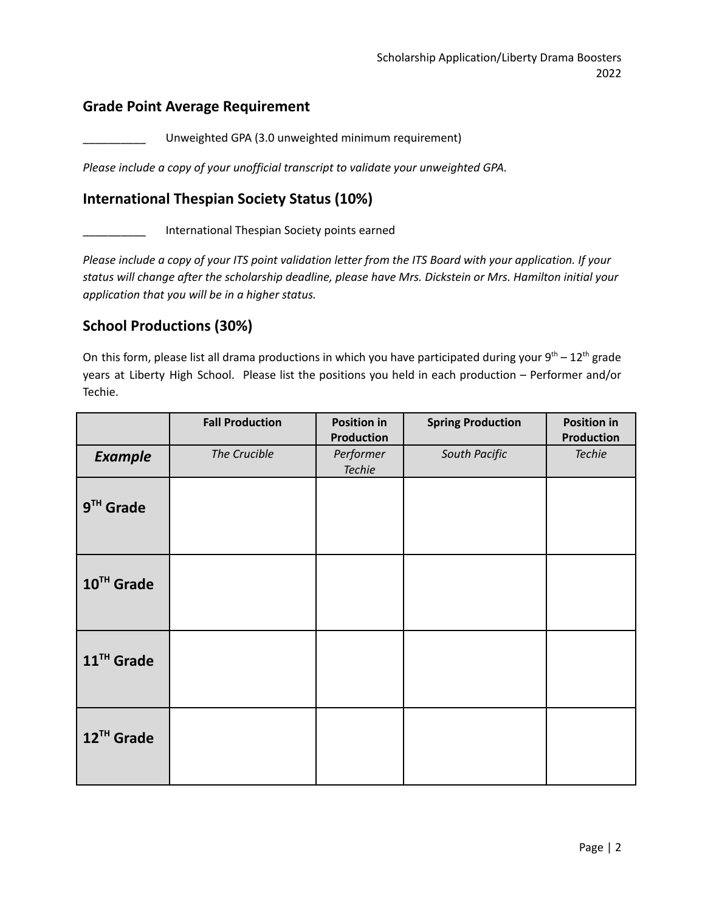## Grade Point Average Requirement

__________ Unweighted GPA (3.0 unweighted minimum requirement)

*Please include a copy of your unofficial transcript to validate your unweighted GPA.*

## International Thespian Society Status (10%)

__________ International Thespian Society points earned

*Please include a copy of your ITS point validation letter from the ITS Board with your application. If your status will change after the scholarship deadline, please have Mrs. Dickstein or Mrs. Hamilton initial your application that you will be in a higher status.*

## School Productions (30%)

On this form, please list all drama productions in which you have participated during your 9th – 12th grade years at Liberty High School. Please list the positions you held in each production – Performer and/or Techie.

| | **Fall Production** | **Position in Production** | **Spring Production** | **Position in Production** |
|---|---|---|---|---|
| ***Example*** | *The Crucible* | *Performer Techie* | *South Pacific* | *Techie* |
| **9TH Grade** | | | | |
| **10TH Grade** | | | | |
| **11TH Grade** | | | | |
| **12TH Grade** | | | | |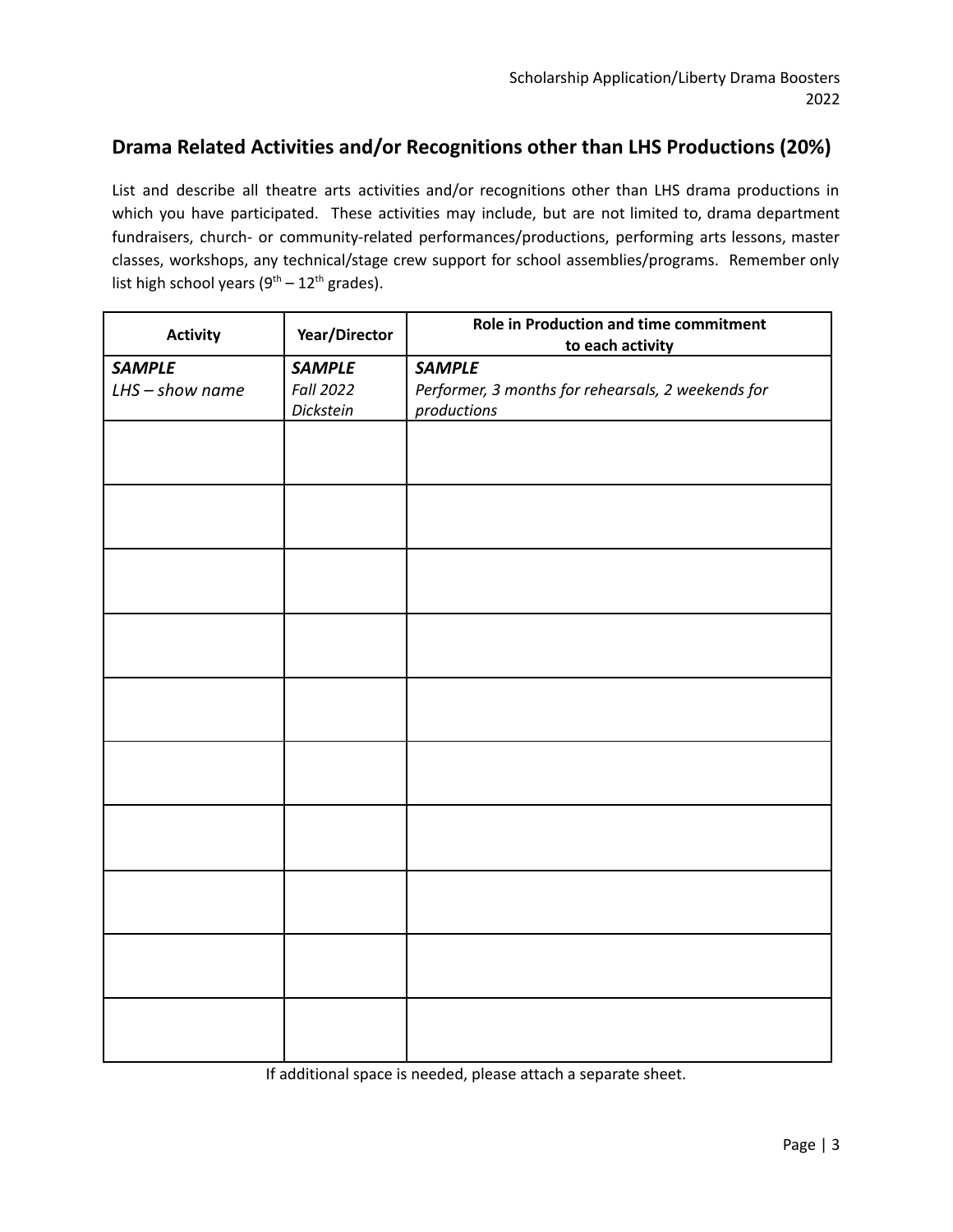## Drama Related Activities and/or Recognitions other than LHS Productions (20%)

List and describe all theatre arts activities and/or recognitions other than LHS drama productions in which you have participated. These activities may include, but are not limited to, drama department fundraisers, church- or community-related performances/productions, performing arts lessons, master classes, workshops, any technical/stage crew support for school assemblies/programs. Remember only list high school years ($9^{th}$ – $12^{th}$ grades).

| Activity | Year/Director | Role in Production and time commitment to each activity |
|---|---|---|
| ***SAMPLE*** *LHS – show name* | ***SAMPLE*** *Fall 2022 Dickstein* | ***SAMPLE*** *Performer, 3 months for rehearsals, 2 weekends for productions* |
| | | |
| | | |
| | | |
| | | |
| | | |
| | | |
| | | |
| | | |
| | | |
| | | |

If additional space is needed, please attach a separate sheet.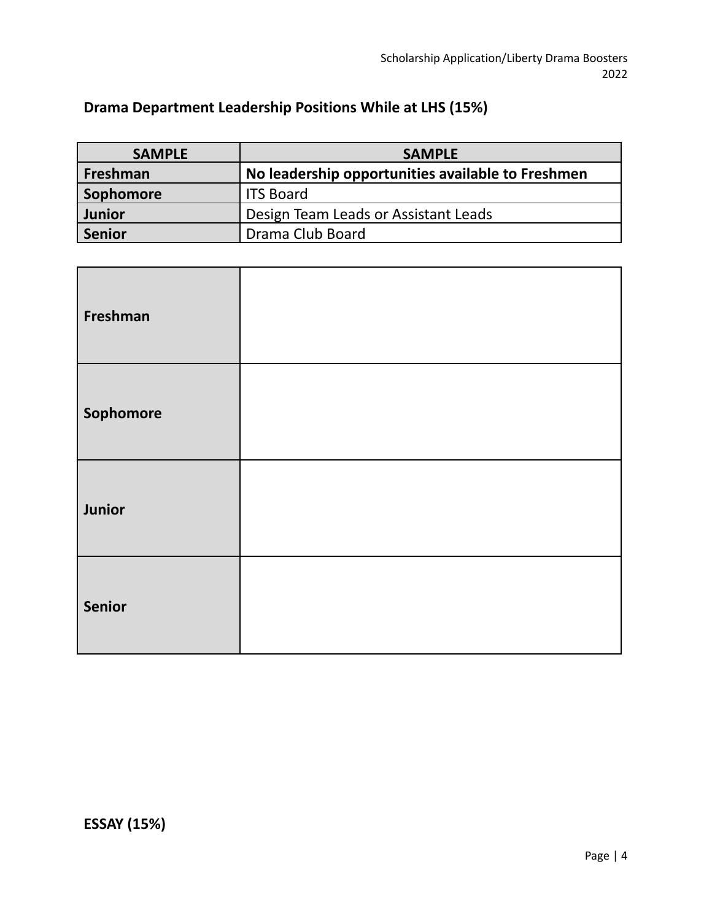## Drama Department Leadership Positions While at LHS (15%)

| SAMPLE | SAMPLE |
|---|---|
| **Freshman** | **No leadership opportunities available to Freshmen** |
| **Sophomore** | ITS Board |
| **Junior** | Design Team Leads or Assistant Leads |
| **Senior** | Drama Club Board |

| | |
|---|---|
| **Freshman** | |
| **Sophomore** | |
| **Junior** | |
| **Senior** | |

## ESSAY (15%)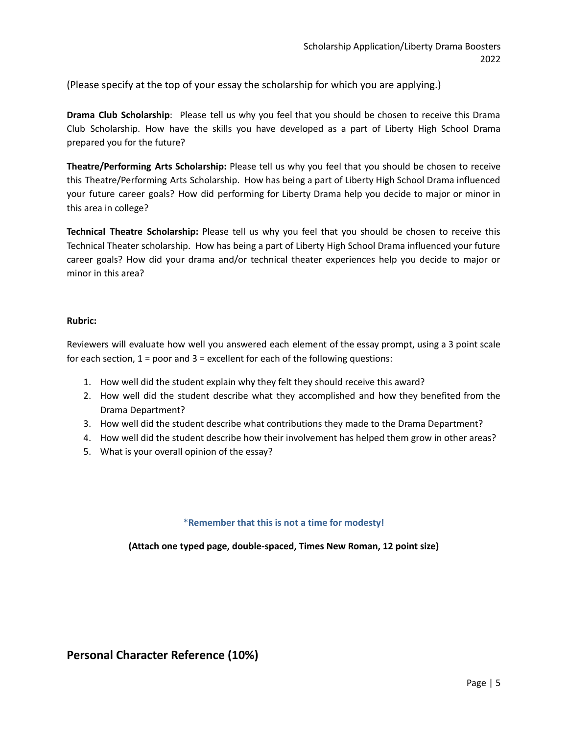(Please specify at the top of your essay the scholarship for which you are applying.)

**Drama Club Scholarship**: Please tell us why you feel that you should be chosen to receive this Drama Club Scholarship. How have the skills you have developed as a part of Liberty High School Drama prepared you for the future?

**Theatre/Performing Arts Scholarship:** Please tell us why you feel that you should be chosen to receive this Theatre/Performing Arts Scholarship. How has being a part of Liberty High School Drama influenced your future career goals? How did performing for Liberty Drama help you decide to major or minor in this area in college?

**Technical Theatre Scholarship:** Please tell us why you feel that you should be chosen to receive this Technical Theater scholarship. How has being a part of Liberty High School Drama influenced your future career goals? How did your drama and/or technical theater experiences help you decide to major or minor in this area?

**Rubric:**

Reviewers will evaluate how well you answered each element of the essay prompt, using a 3 point scale for each section, 1 = poor and 3 = excellent for each of the following questions:

1. How well did the student explain why they felt they should receive this award?
2. How well did the student describe what they accomplished and how they benefited from the Drama Department?
3. How well did the student describe what contributions they made to the Drama Department?
4. How well did the student describe how their involvement has helped them grow in other areas?
5. What is your overall opinion of the essay?

*__Remember that this is not a time for modesty!__

**(Attach one typed page, double-spaced, Times New Roman, 12 point size)**

## Personal Character Reference (10%)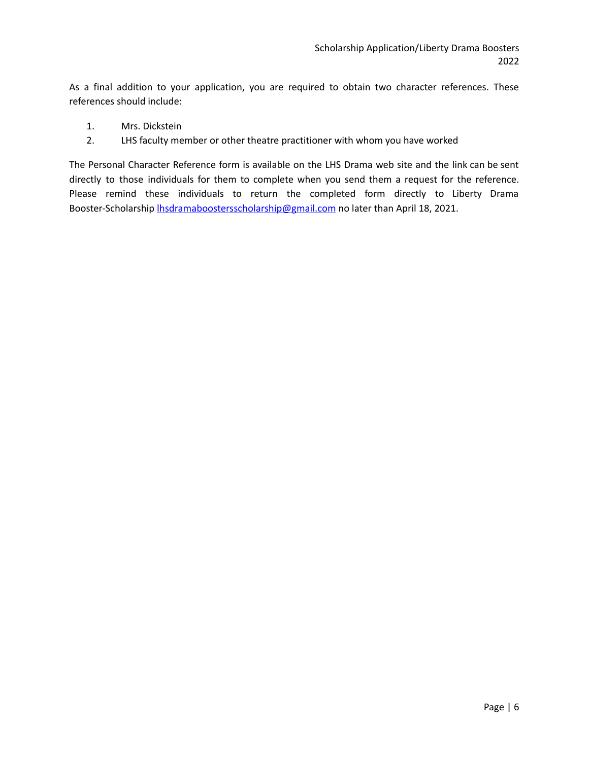As a final addition to your application, you are required to obtain two character references. These references should include:

1. Mrs. Dickstein
2. LHS faculty member or other theatre practitioner with whom you have worked

The Personal Character Reference form is available on the LHS Drama web site and the link can be sent directly to those individuals for them to complete when you send them a request for the reference. Please remind these individuals to return the completed form directly to Liberty Drama Booster-Scholarship lhsdramaboostersscholarship@gmail.com no later than April 18, 2021.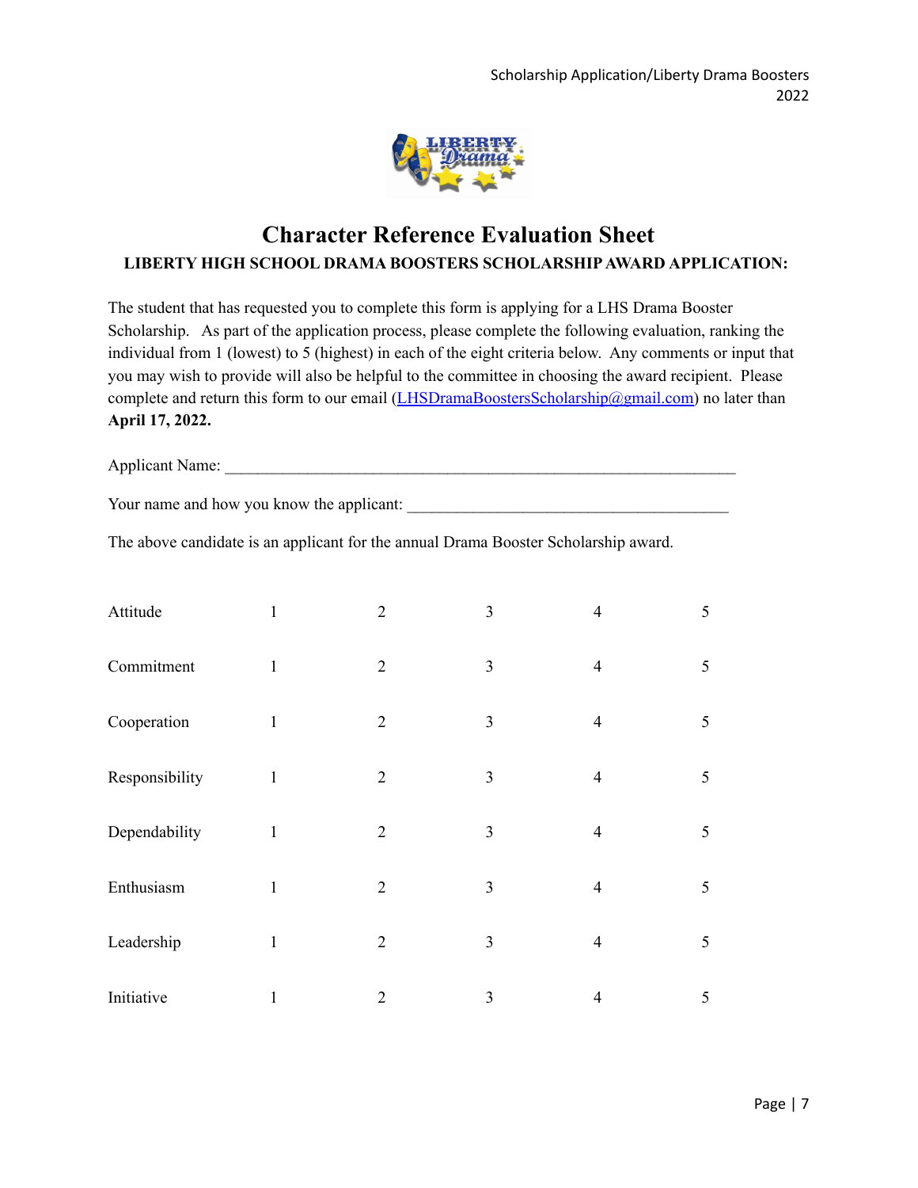# Character Reference Evaluation Sheet

**LIBERTY HIGH SCHOOL DRAMA BOOSTERS SCHOLARSHIP AWARD APPLICATION:**

The student that has requested you to complete this form is applying for a LHS Drama Booster Scholarship. As part of the application process, please complete the following evaluation, ranking the individual from 1 (lowest) to 5 (highest) in each of the eight criteria below. Any comments or input that you may wish to provide will also be helpful to the committee in choosing the award recipient. Please complete and return this form to our email (LHSDramaBoostersScholarship@gmail.com) no later than **April 17, 2022.**

Applicant Name: ________________________________________________________________

Your name and how you know the applicant: ________________________________________

The above candidate is an applicant for the annual Drama Booster Scholarship award.

| | | | | | |
|---|---|---|---|---|---|
| Attitude | 1 | 2 | 3 | 4 | 5 |
| Commitment | 1 | 2 | 3 | 4 | 5 |
| Cooperation | 1 | 2 | 3 | 4 | 5 |
| Responsibility | 1 | 2 | 3 | 4 | 5 |
| Dependability | 1 | 2 | 3 | 4 | 5 |
| Enthusiasm | 1 | 2 | 3 | 4 | 5 |
| Leadership | 1 | 2 | 3 | 4 | 5 |
| Initiative | 1 | 2 | 3 | 4 | 5 |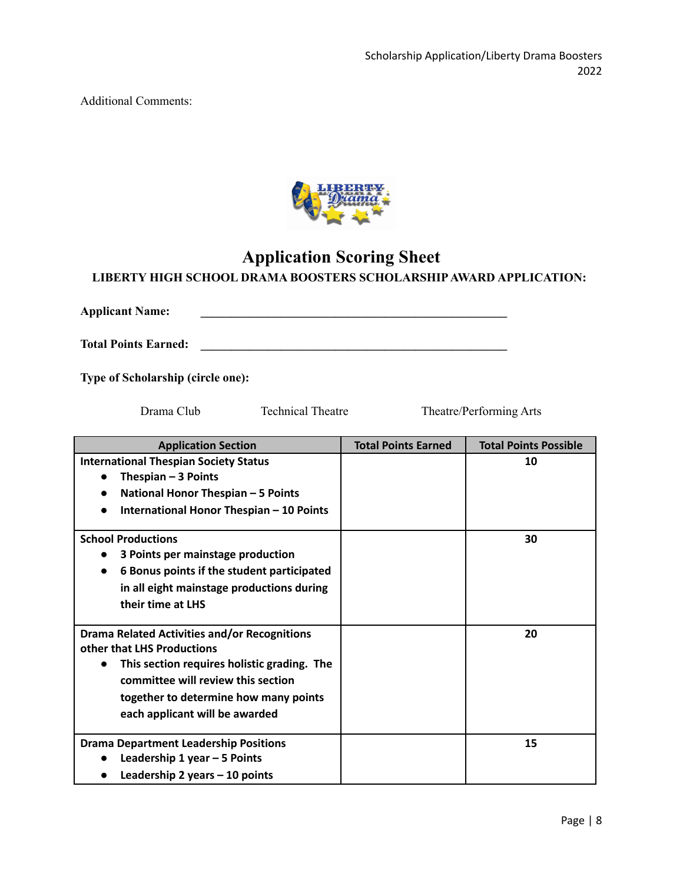Additional Comments:

# Application Scoring Sheet

**LIBERTY HIGH SCHOOL DRAMA BOOSTERS SCHOLARSHIP AWARD APPLICATION:**

**Applicant Name:** ______________________________________________

**Total Points Earned:** ______________________________________________

**Type of Scholarship (circle one):**

Drama Club    Technical Theatre    Theatre/Performing Arts

| Application Section | Total Points Earned | Total Points Possible |
|---|---|---|
| **International Thespian Society Status**<br>• **Thespian – 3 Points**<br>• **National Honor Thespian – 5 Points**<br>• **International Honor Thespian – 10 Points** | | **10** |
| **School Productions**<br>• **3 Points per mainstage production**<br>• **6 Bonus points if the student participated in all eight mainstage productions during their time at LHS** | | **30** |
| **Drama Related Activities and/or Recognitions other that LHS Productions**<br>• **This section requires holistic grading. The committee will review this section together to determine how many points each applicant will be awarded** | | **20** |
| **Drama Department Leadership Positions**<br>• **Leadership 1 year – 5 Points**<br>• **Leadership 2 years – 10 points** | | **15** |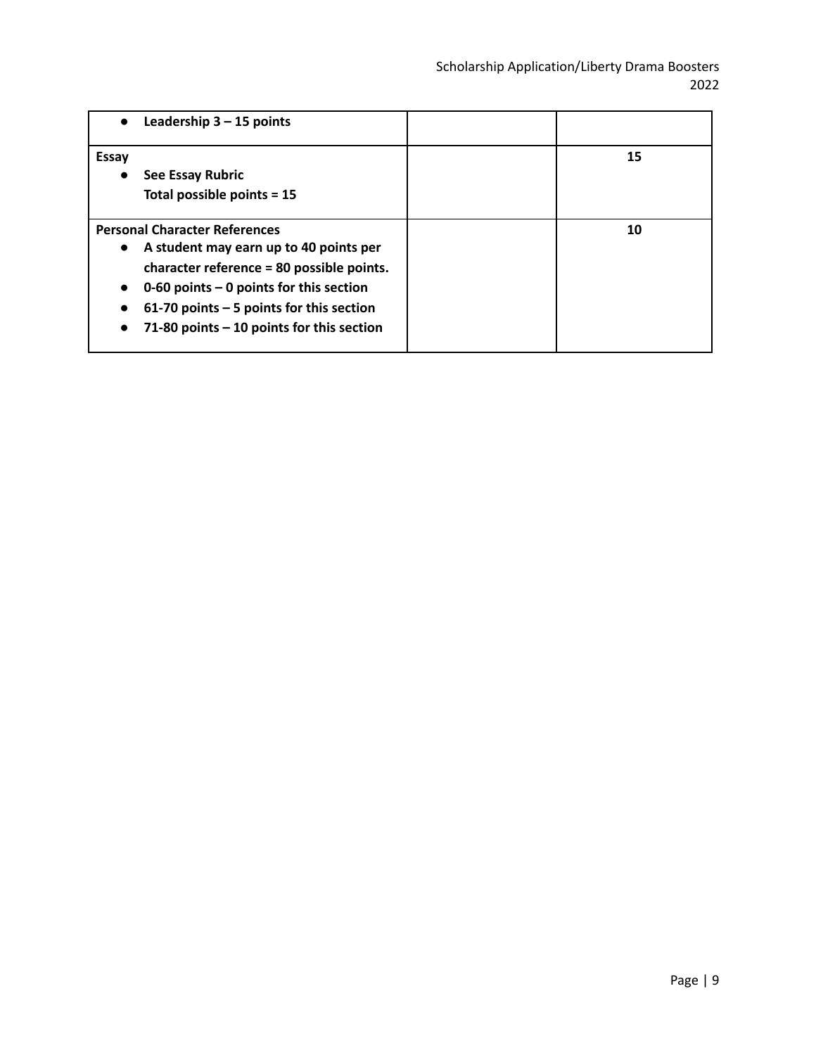| | | |
|---|---|---|
| • **Leadership 3 – 15 points** | | |
| **Essay**<br>• **See Essay Rubric**<br>**Total possible points = 15** | | **15** |
| **Personal Character References**<br>• **A student may earn up to 40 points per character reference = 80 possible points.**<br>• **0-60 points – 0 points for this section**<br>• **61-70 points – 5 points for this section**<br>• **71-80 points – 10 points for this section** | | **10** |